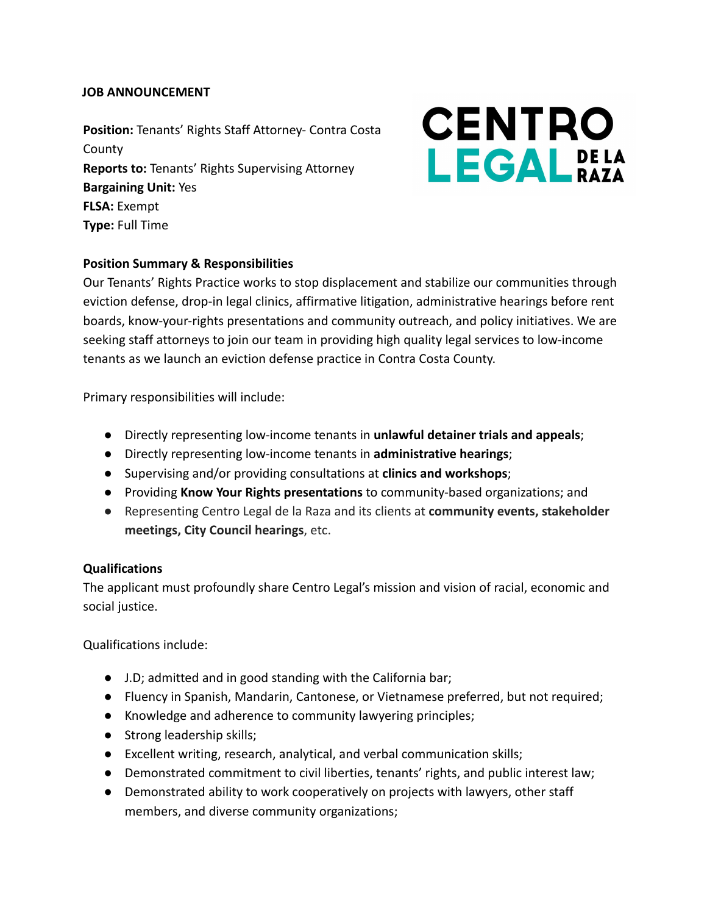**JOB ANNOUNCEMENT**

**Position:** Tenants' Rights Staff Attorney- Contra Costa County
**Reports to:** Tenants' Rights Supervising Attorney
**Bargaining Unit:** Yes
**FLSA:** Exempt
**Type:** Full Time

CENTRO LEGAL DE LA RAZA

**Position Summary & Responsibilities**

Our Tenants' Rights Practice works to stop displacement and stabilize our communities through eviction defense, drop-in legal clinics, affirmative litigation, administrative hearings before rent boards, know-your-rights presentations and community outreach, and policy initiatives. We are seeking staff attorneys to join our team in providing high quality legal services to low-income tenants as we launch an eviction defense practice in Contra Costa County.

Primary responsibilities will include:

- Directly representing low-income tenants in **unlawful detainer trials and appeals**;
- Directly representing low-income tenants in **administrative hearings**;
- Supervising and/or providing consultations at **clinics and workshops**;
- Providing **Know Your Rights presentations** to community-based organizations; and
- Representing Centro Legal de la Raza and its clients at **community events, stakeholder meetings, City Council hearings**, etc.

**Qualifications**

The applicant must profoundly share Centro Legal's mission and vision of racial, economic and social justice.

Qualifications include:

- J.D; admitted and in good standing with the California bar;
- Fluency in Spanish, Mandarin, Cantonese, or Vietnamese preferred, but not required;
- Knowledge and adherence to community lawyering principles;
- Strong leadership skills;
- Excellent writing, research, analytical, and verbal communication skills;
- Demonstrated commitment to civil liberties, tenants' rights, and public interest law;
- Demonstrated ability to work cooperatively on projects with lawyers, other staff members, and diverse community organizations;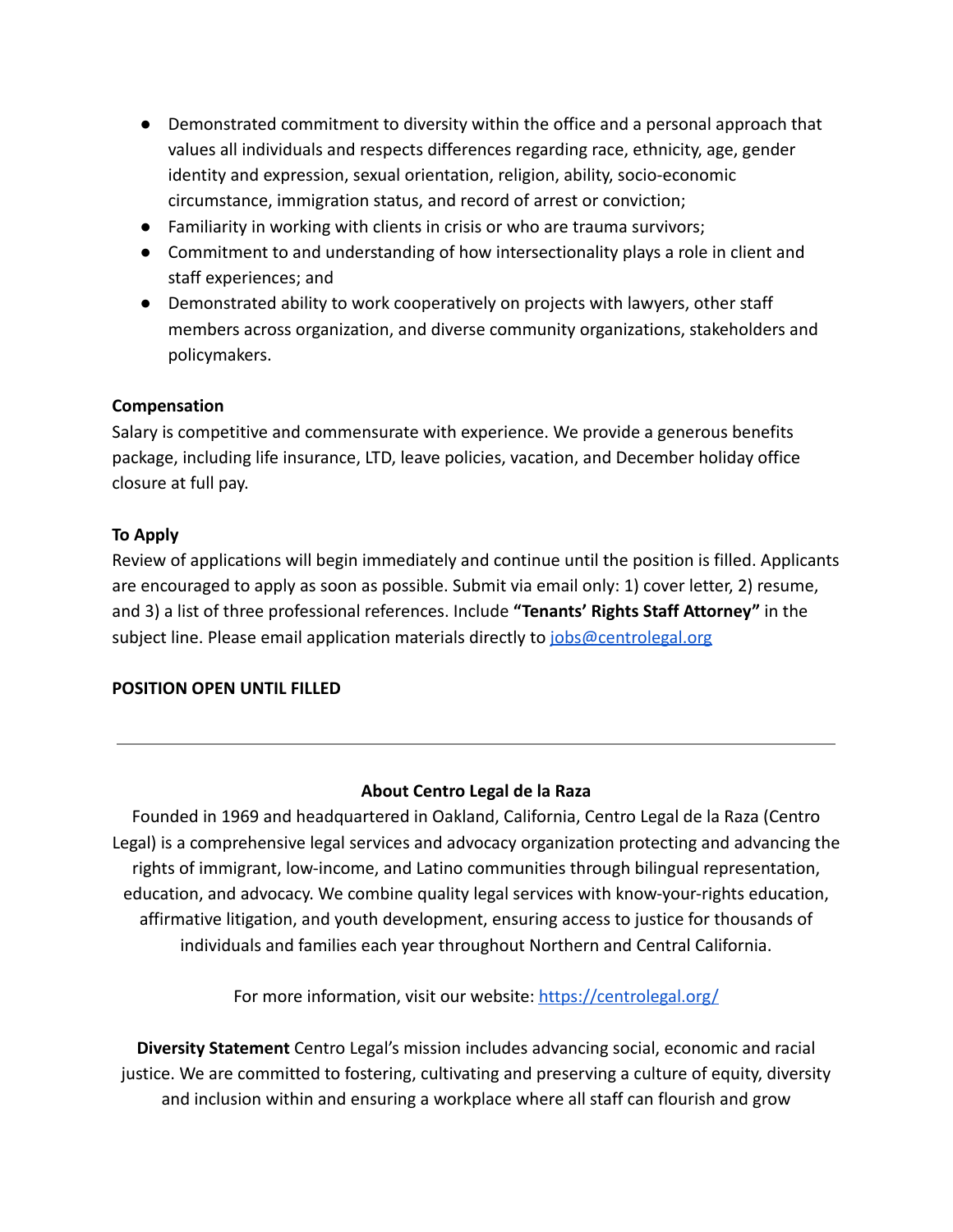- Demonstrated commitment to diversity within the office and a personal approach that values all individuals and respects differences regarding race, ethnicity, age, gender identity and expression, sexual orientation, religion, ability, socio-economic circumstance, immigration status, and record of arrest or conviction;
- Familiarity in working with clients in crisis or who are trauma survivors;
- Commitment to and understanding of how intersectionality plays a role in client and staff experiences; and
- Demonstrated ability to work cooperatively on projects with lawyers, other staff members across organization, and diverse community organizations, stakeholders and policymakers.

**Compensation**

Salary is competitive and commensurate with experience. We provide a generous benefits package, including life insurance, LTD, leave policies, vacation, and December holiday office closure at full pay.

**To Apply**

Review of applications will begin immediately and continue until the position is filled. Applicants are encouraged to apply as soon as possible. Submit via email only: 1) cover letter, 2) resume, and 3) a list of three professional references. Include **"Tenants' Rights Staff Attorney"** in the subject line. Please email application materials directly to [jobs@centrolegal.org](mailto:jobs@centrolegal.org)

**POSITION OPEN UNTIL FILLED**

---

**About Centro Legal de la Raza**

Founded in 1969 and headquartered in Oakland, California, Centro Legal de la Raza (Centro Legal) is a comprehensive legal services and advocacy organization protecting and advancing the rights of immigrant, low-income, and Latino communities through bilingual representation, education, and advocacy. We combine quality legal services with know-your-rights education, affirmative litigation, and youth development, ensuring access to justice for thousands of individuals and families each year throughout Northern and Central California.

For more information, visit our website: [https://centrolegal.org/](https://centrolegal.org/)

**Diversity Statement** Centro Legal's mission includes advancing social, economic and racial justice. We are committed to fostering, cultivating and preserving a culture of equity, diversity and inclusion within and ensuring a workplace where all staff can flourish and grow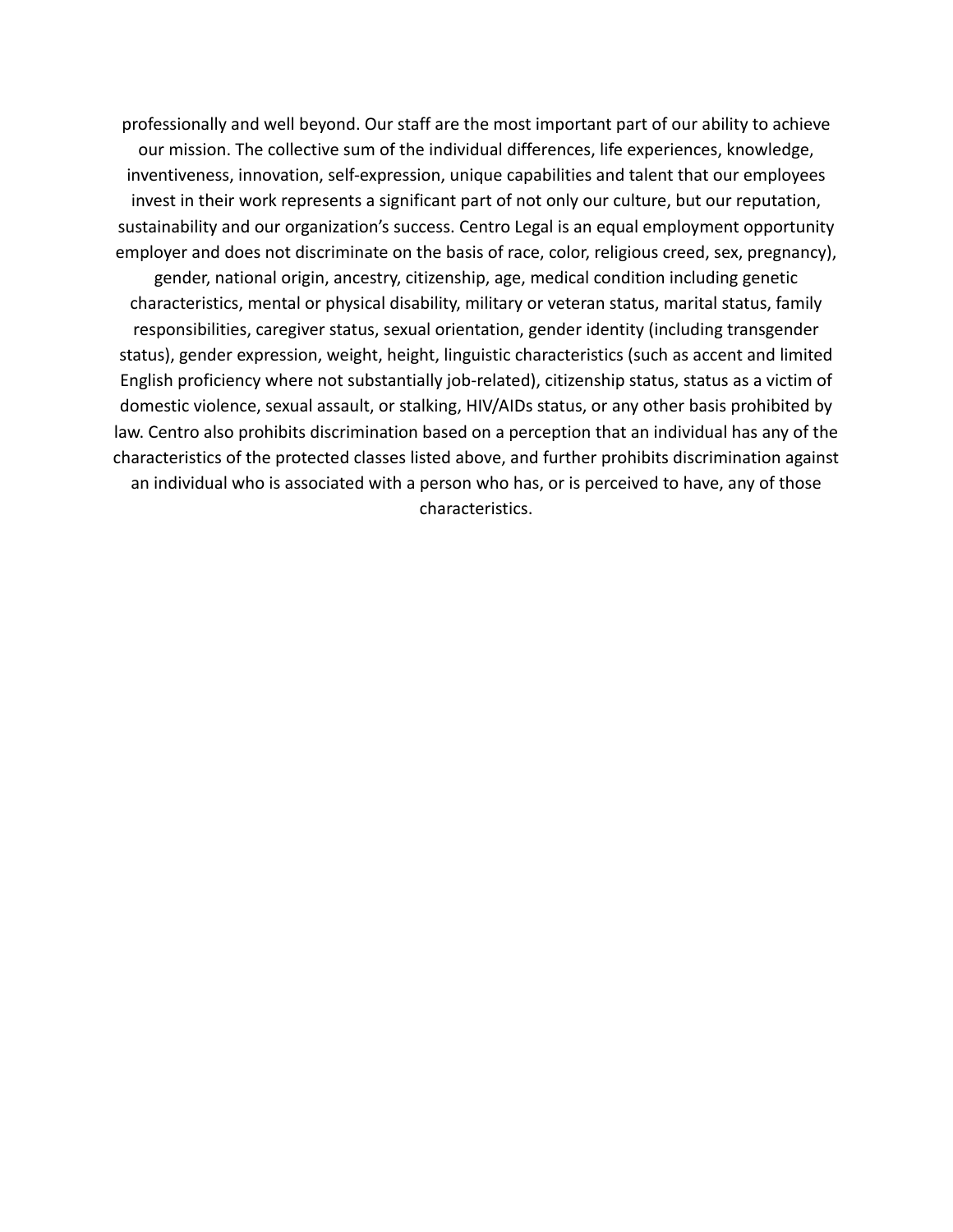professionally and well beyond. Our staff are the most important part of our ability to achieve our mission. The collective sum of the individual differences, life experiences, knowledge, inventiveness, innovation, self-expression, unique capabilities and talent that our employees invest in their work represents a significant part of not only our culture, but our reputation, sustainability and our organization's success. Centro Legal is an equal employment opportunity employer and does not discriminate on the basis of race, color, religious creed, sex, pregnancy), gender, national origin, ancestry, citizenship, age, medical condition including genetic characteristics, mental or physical disability, military or veteran status, marital status, family responsibilities, caregiver status, sexual orientation, gender identity (including transgender status), gender expression, weight, height, linguistic characteristics (such as accent and limited English proficiency where not substantially job-related), citizenship status, status as a victim of domestic violence, sexual assault, or stalking, HIV/AIDs status, or any other basis prohibited by law. Centro also prohibits discrimination based on a perception that an individual has any of the characteristics of the protected classes listed above, and further prohibits discrimination against an individual who is associated with a person who has, or is perceived to have, any of those characteristics.